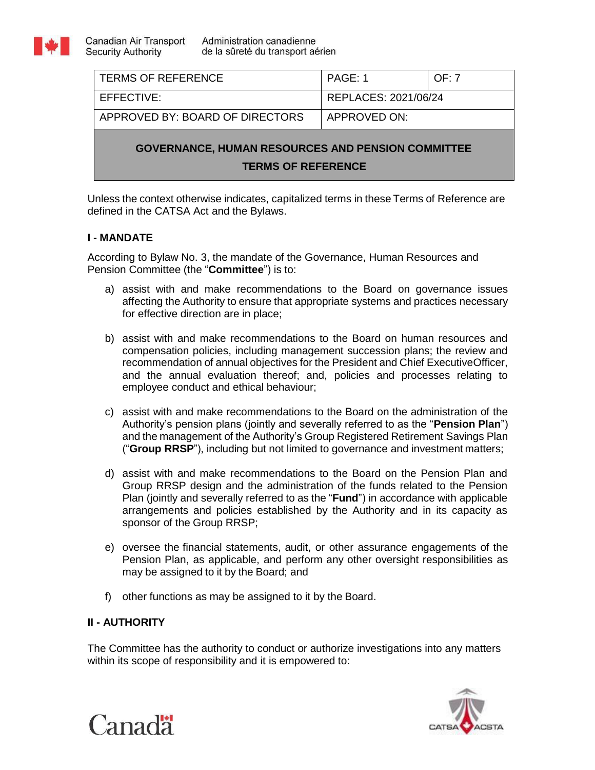Canadian Air Transport Security Authority | Administration canadienne de la sûreté du transport aérien

| TERMS OF REFERENCE | PAGE: 1 | OF: 7 |
|---|---|---|
| EFFECTIVE: | REPLACES: 2021/06/24 | |
| APPROVED BY: BOARD OF DIRECTORS | APPROVED ON: | |

## GOVERNANCE, HUMAN RESOURCES AND PENSION COMMITTEE TERMS OF REFERENCE

Unless the context otherwise indicates, capitalized terms in these Terms of Reference are defined in the CATSA Act and the Bylaws.

### I - MANDATE

According to Bylaw No. 3, the mandate of the Governance, Human Resources and Pension Committee (the "**Committee**") is to:

a) assist with and make recommendations to the Board on governance issues affecting the Authority to ensure that appropriate systems and practices necessary for effective direction are in place;

b) assist with and make recommendations to the Board on human resources and compensation policies, including management succession plans; the review and recommendation of annual objectives for the President and Chief Executive Officer, and the annual evaluation thereof; and, policies and processes relating to employee conduct and ethical behaviour;

c) assist with and make recommendations to the Board on the administration of the Authority's pension plans (jointly and severally referred to as the "**Pension Plan**") and the management of the Authority's Group Registered Retirement Savings Plan ("**Group RRSP**"), including but not limited to governance and investment matters;

d) assist with and make recommendations to the Board on the Pension Plan and Group RRSP design and the administration of the funds related to the Pension Plan (jointly and severally referred to as the "**Fund**") in accordance with applicable arrangements and policies established by the Authority and in its capacity as sponsor of the Group RRSP;

e) oversee the financial statements, audit, or other assurance engagements of the Pension Plan, as applicable, and perform any other oversight responsibilities as may be assigned to it by the Board; and

f) other functions as may be assigned to it by the Board.

### II - AUTHORITY

The Committee has the authority to conduct or authorize investigations into any matters within its scope of responsibility and it is empowered to: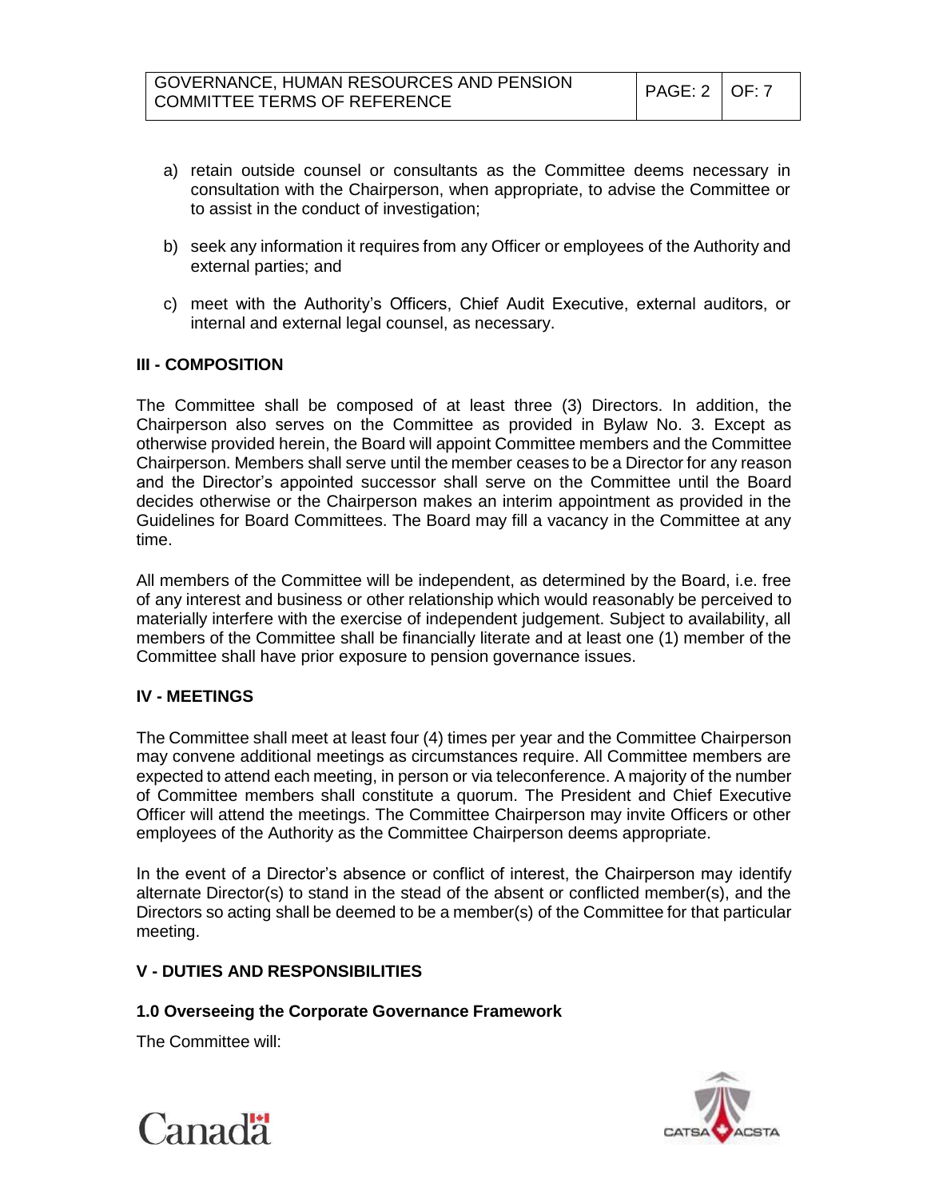a) retain outside counsel or consultants as the Committee deems necessary in consultation with the Chairperson, when appropriate, to advise the Committee or to assist in the conduct of investigation;

b) seek any information it requires from any Officer or employees of the Authority and external parties; and

c) meet with the Authority's Officers, Chief Audit Executive, external auditors, or internal and external legal counsel, as necessary.

## III - COMPOSITION

The Committee shall be composed of at least three (3) Directors. In addition, the Chairperson also serves on the Committee as provided in Bylaw No. 3. Except as otherwise provided herein, the Board will appoint Committee members and the Committee Chairperson. Members shall serve until the member ceases to be a Director for any reason and the Director's appointed successor shall serve on the Committee until the Board decides otherwise or the Chairperson makes an interim appointment as provided in the Guidelines for Board Committees. The Board may fill a vacancy in the Committee at any time.

All members of the Committee will be independent, as determined by the Board, i.e. free of any interest and business or other relationship which would reasonably be perceived to materially interfere with the exercise of independent judgement. Subject to availability, all members of the Committee shall be financially literate and at least one (1) member of the Committee shall have prior exposure to pension governance issues.

## IV - MEETINGS

The Committee shall meet at least four (4) times per year and the Committee Chairperson may convene additional meetings as circumstances require. All Committee members are expected to attend each meeting, in person or via teleconference. A majority of the number of Committee members shall constitute a quorum. The President and Chief Executive Officer will attend the meetings. The Committee Chairperson may invite Officers or other employees of the Authority as the Committee Chairperson deems appropriate.

In the event of a Director's absence or conflict of interest, the Chairperson may identify alternate Director(s) to stand in the stead of the absent or conflicted member(s), and the Directors so acting shall be deemed to be a member(s) of the Committee for that particular meeting.

## V - DUTIES AND RESPONSIBILITIES

### 1.0 Overseeing the Corporate Governance Framework

The Committee will: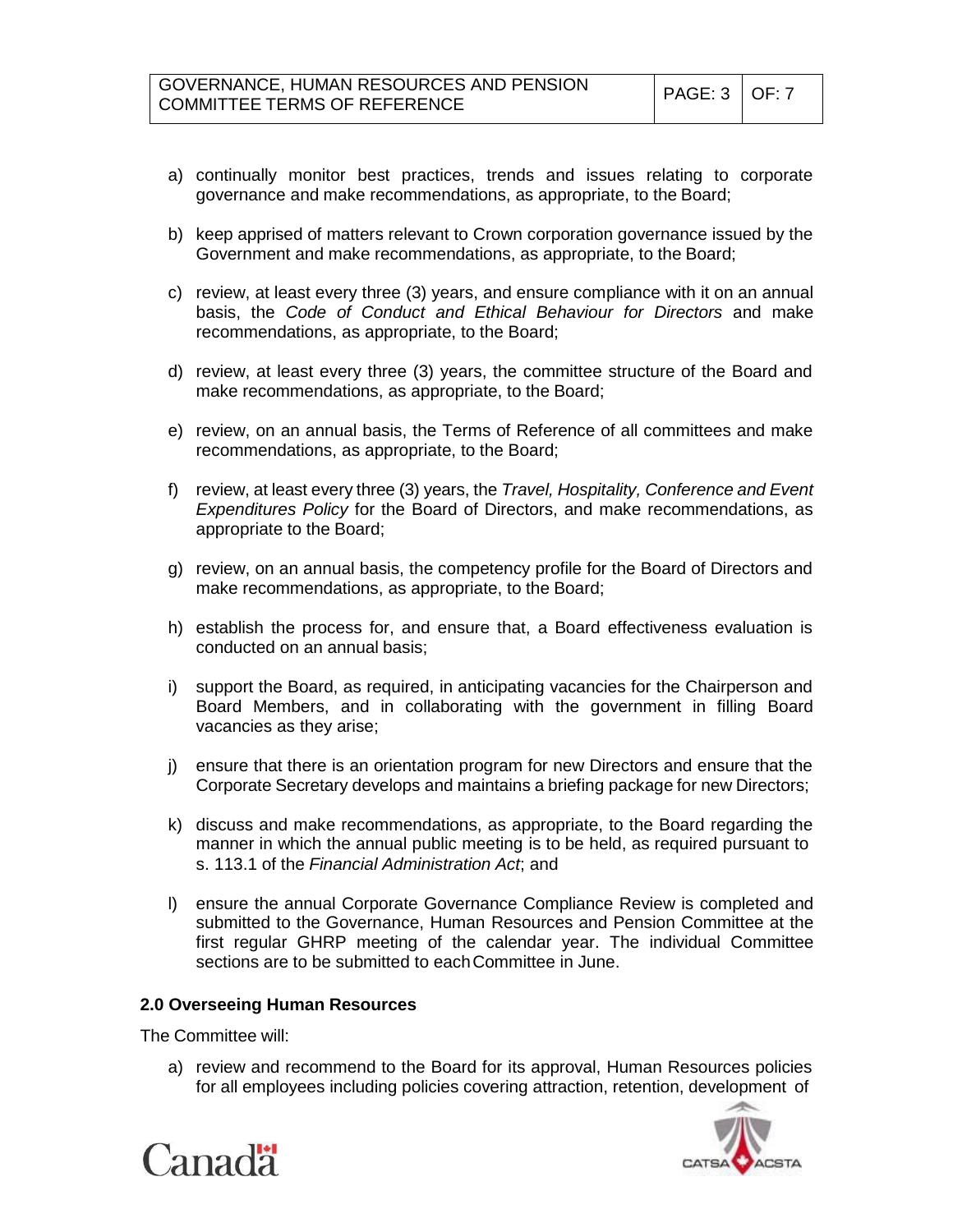a) continually monitor best practices, trends and issues relating to corporate governance and make recommendations, as appropriate, to the Board;

b) keep apprised of matters relevant to Crown corporation governance issued by the Government and make recommendations, as appropriate, to the Board;

c) review, at least every three (3) years, and ensure compliance with it on an annual basis, the *Code of Conduct and Ethical Behaviour for Directors* and make recommendations, as appropriate, to the Board;

d) review, at least every three (3) years, the committee structure of the Board and make recommendations, as appropriate, to the Board;

e) review, on an annual basis, the Terms of Reference of all committees and make recommendations, as appropriate, to the Board;

f) review, at least every three (3) years, the *Travel, Hospitality, Conference and Event Expenditures Policy* for the Board of Directors, and make recommendations, as appropriate to the Board;

g) review, on an annual basis, the competency profile for the Board of Directors and make recommendations, as appropriate, to the Board;

h) establish the process for, and ensure that, a Board effectiveness evaluation is conducted on an annual basis;

i) support the Board, as required, in anticipating vacancies for the Chairperson and Board Members, and in collaborating with the government in filling Board vacancies as they arise;

j) ensure that there is an orientation program for new Directors and ensure that the Corporate Secretary develops and maintains a briefing package for new Directors;

k) discuss and make recommendations, as appropriate, to the Board regarding the manner in which the annual public meeting is to be held, as required pursuant to s. 113.1 of the *Financial Administration Act*; and

l) ensure the annual Corporate Governance Compliance Review is completed and submitted to the Governance, Human Resources and Pension Committee at the first regular GHRP meeting of the calendar year. The individual Committee sections are to be submitted to each Committee in June.

**2.0 Overseeing Human Resources**

The Committee will:

a) review and recommend to the Board for its approval, Human Resources policies for all employees including policies covering attraction, retention, development of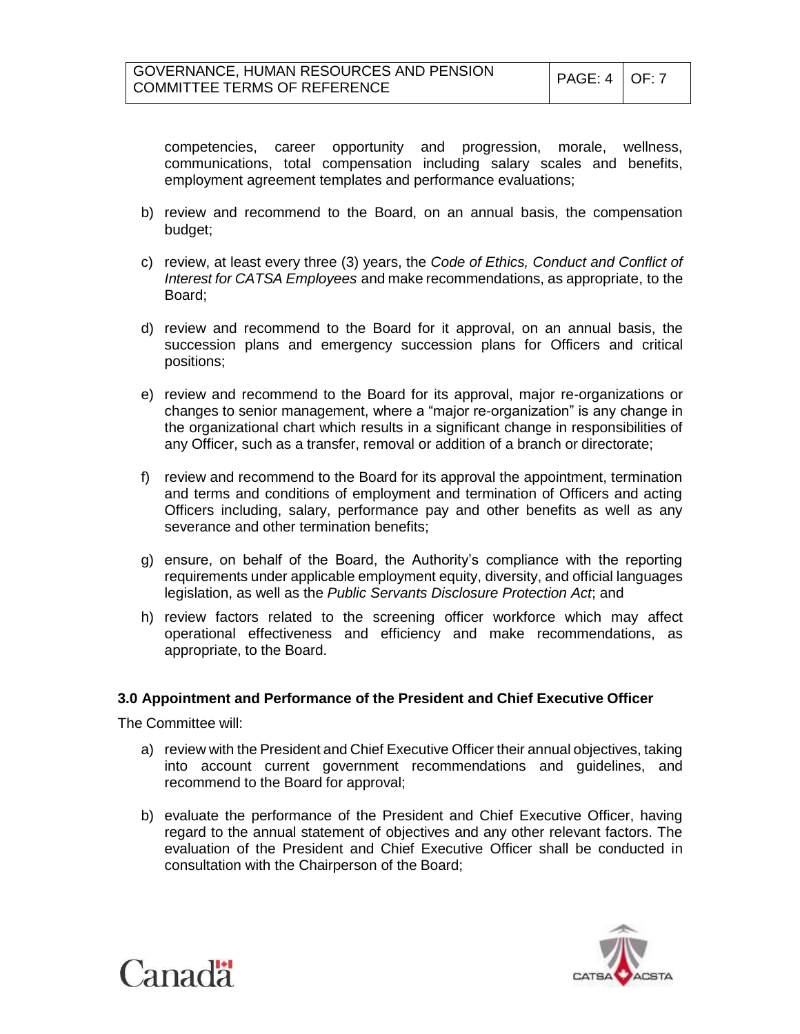competencies, career opportunity and progression, morale, wellness, communications, total compensation including salary scales and benefits, employment agreement templates and performance evaluations;

b) review and recommend to the Board, on an annual basis, the compensation budget;

c) review, at least every three (3) years, the *Code of Ethics, Conduct and Conflict of Interest for CATSA Employees* and make recommendations, as appropriate, to the Board;

d) review and recommend to the Board for it approval, on an annual basis, the succession plans and emergency succession plans for Officers and critical positions;

e) review and recommend to the Board for its approval, major re-organizations or changes to senior management, where a “major re-organization” is any change in the organizational chart which results in a significant change in responsibilities of any Officer, such as a transfer, removal or addition of a branch or directorate;

f) review and recommend to the Board for its approval the appointment, termination and terms and conditions of employment and termination of Officers and acting Officers including, salary, performance pay and other benefits as well as any severance and other termination benefits;

g) ensure, on behalf of the Board, the Authority’s compliance with the reporting requirements under applicable employment equity, diversity, and official languages legislation, as well as the *Public Servants Disclosure Protection Act*; and

h) review factors related to the screening officer workforce which may affect operational effectiveness and efficiency and make recommendations, as appropriate, to the Board.

### 3.0 Appointment and Performance of the President and Chief Executive Officer

The Committee will:

a) review with the President and Chief Executive Officer their annual objectives, taking into account current government recommendations and guidelines, and recommend to the Board for approval;

b) evaluate the performance of the President and Chief Executive Officer, having regard to the annual statement of objectives and any other relevant factors. The evaluation of the President and Chief Executive Officer shall be conducted in consultation with the Chairperson of the Board;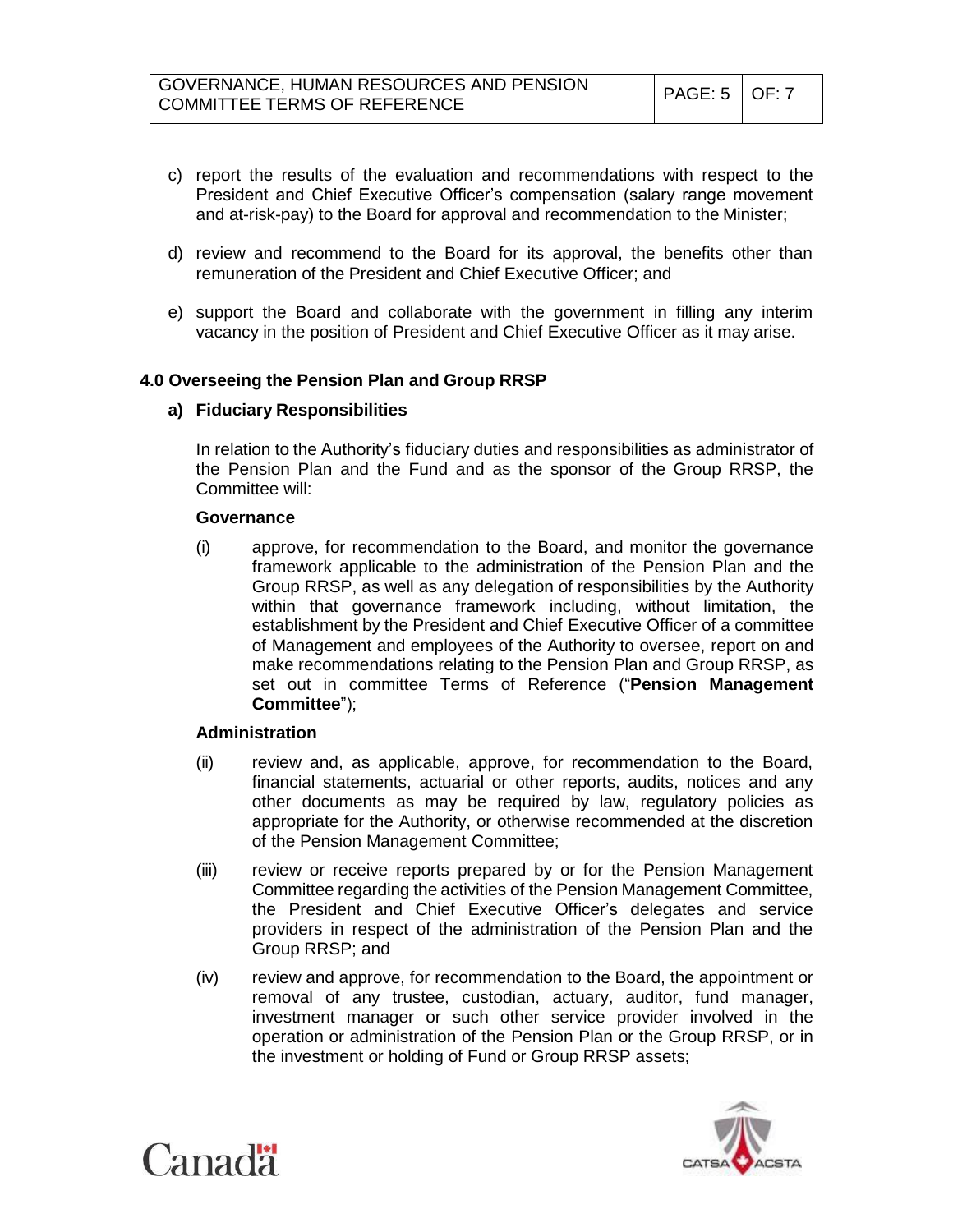c) report the results of the evaluation and recommendations with respect to the President and Chief Executive Officer's compensation (salary range movement and at-risk-pay) to the Board for approval and recommendation to the Minister;

d) review and recommend to the Board for its approval, the benefits other than remuneration of the President and Chief Executive Officer; and

e) support the Board and collaborate with the government in filling any interim vacancy in the position of President and Chief Executive Officer as it may arise.

### 4.0 Overseeing the Pension Plan and Group RRSP

#### a) Fiduciary Responsibilities

In relation to the Authority's fiduciary duties and responsibilities as administrator of the Pension Plan and the Fund and as the sponsor of the Group RRSP, the Committee will:

**Governance**

(i) approve, for recommendation to the Board, and monitor the governance framework applicable to the administration of the Pension Plan and the Group RRSP, as well as any delegation of responsibilities by the Authority within that governance framework including, without limitation, the establishment by the President and Chief Executive Officer of a committee of Management and employees of the Authority to oversee, report on and make recommendations relating to the Pension Plan and Group RRSP, as set out in committee Terms of Reference ("**Pension Management Committee**");

**Administration**

(ii) review and, as applicable, approve, for recommendation to the Board, financial statements, actuarial or other reports, audits, notices and any other documents as may be required by law, regulatory policies as appropriate for the Authority, or otherwise recommended at the discretion of the Pension Management Committee;

(iii) review or receive reports prepared by or for the Pension Management Committee regarding the activities of the Pension Management Committee, the President and Chief Executive Officer's delegates and service providers in respect of the administration of the Pension Plan and the Group RRSP; and

(iv) review and approve, for recommendation to the Board, the appointment or removal of any trustee, custodian, actuary, auditor, fund manager, investment manager or such other service provider involved in the operation or administration of the Pension Plan or the Group RRSP, or in the investment or holding of Fund or Group RRSP assets;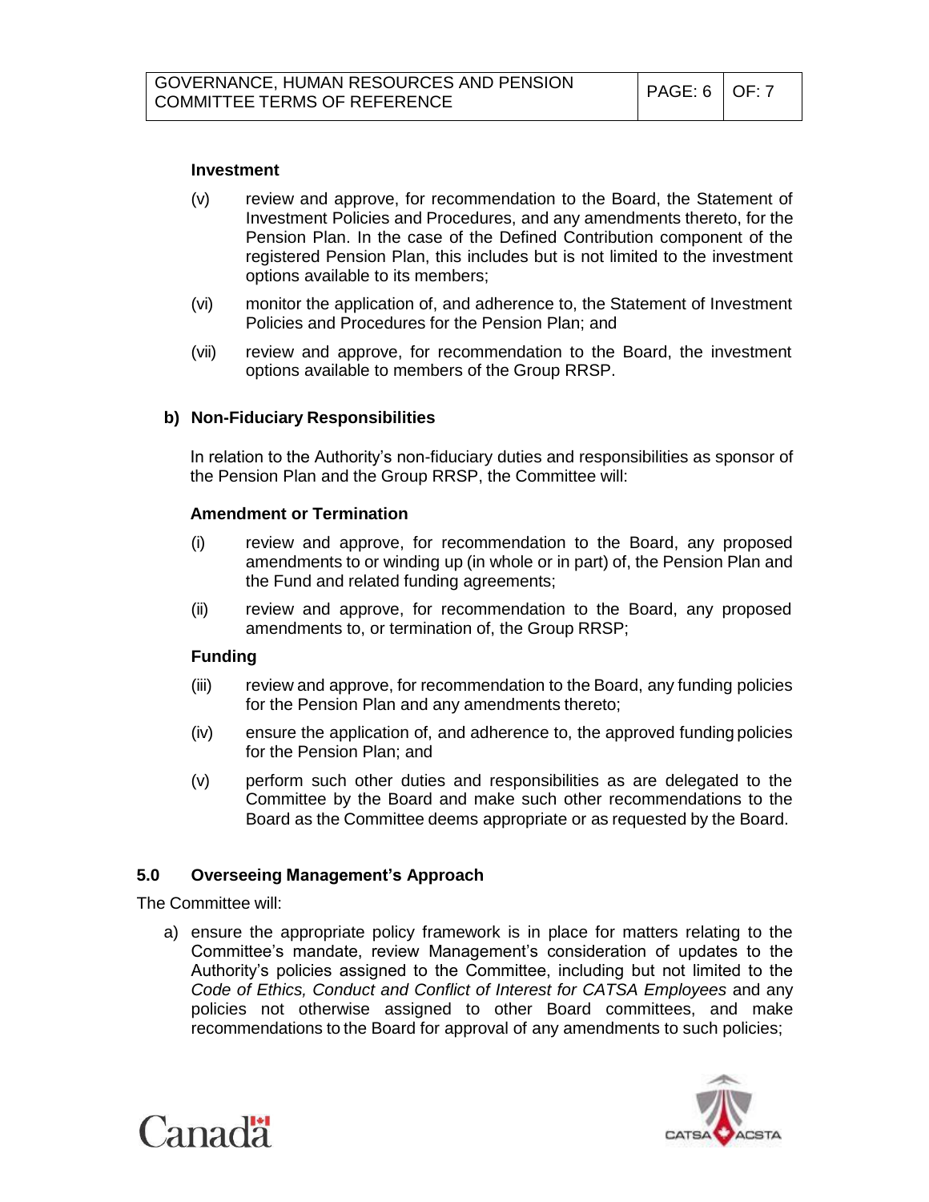**Investment**

(v) review and approve, for recommendation to the Board, the Statement of Investment Policies and Procedures, and any amendments thereto, for the Pension Plan. In the case of the Defined Contribution component of the registered Pension Plan, this includes but is not limited to the investment options available to its members;

(vi) monitor the application of, and adherence to, the Statement of Investment Policies and Procedures for the Pension Plan; and

(vii) review and approve, for recommendation to the Board, the investment options available to members of the Group RRSP.

**b) Non-Fiduciary Responsibilities**

In relation to the Authority's non-fiduciary duties and responsibilities as sponsor of the Pension Plan and the Group RRSP, the Committee will:

**Amendment or Termination**

(i) review and approve, for recommendation to the Board, any proposed amendments to or winding up (in whole or in part) of, the Pension Plan and the Fund and related funding agreements;

(ii) review and approve, for recommendation to the Board, any proposed amendments to, or termination of, the Group RRSP;

**Funding**

(iii) review and approve, for recommendation to the Board, any funding policies for the Pension Plan and any amendments thereto;

(iv) ensure the application of, and adherence to, the approved funding policies for the Pension Plan; and

(v) perform such other duties and responsibilities as are delegated to the Committee by the Board and make such other recommendations to the Board as the Committee deems appropriate or as requested by the Board.

## 5.0 Overseeing Management's Approach

The Committee will:

a) ensure the appropriate policy framework is in place for matters relating to the Committee's mandate, review Management's consideration of updates to the Authority's policies assigned to the Committee, including but not limited to the *Code of Ethics, Conduct and Conflict of Interest for CATSA Employees* and any policies not otherwise assigned to other Board committees, and make recommendations to the Board for approval of any amendments to such policies;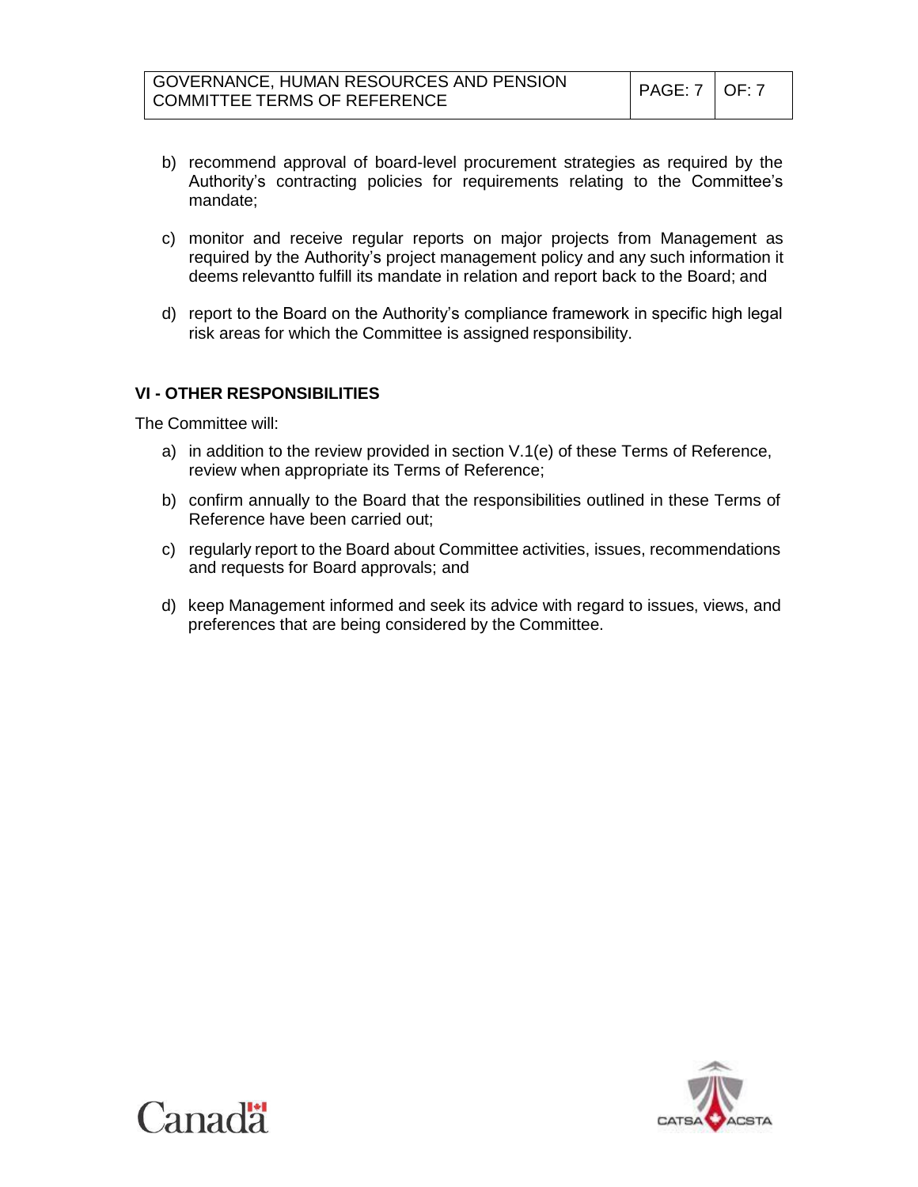b) recommend approval of board-level procurement strategies as required by the Authority's contracting policies for requirements relating to the Committee's mandate;

c) monitor and receive regular reports on major projects from Management as required by the Authority's project management policy and any such information it deems relevantto fulfill its mandate in relation and report back to the Board; and

d) report to the Board on the Authority's compliance framework in specific high legal risk areas for which the Committee is assigned responsibility.

### VI - OTHER RESPONSIBILITIES

The Committee will:

a) in addition to the review provided in section V.1(e) of these Terms of Reference, review when appropriate its Terms of Reference;

b) confirm annually to the Board that the responsibilities outlined in these Terms of Reference have been carried out;

c) regularly report to the Board about Committee activities, issues, recommendations and requests for Board approvals; and

d) keep Management informed and seek its advice with regard to issues, views, and preferences that are being considered by the Committee.